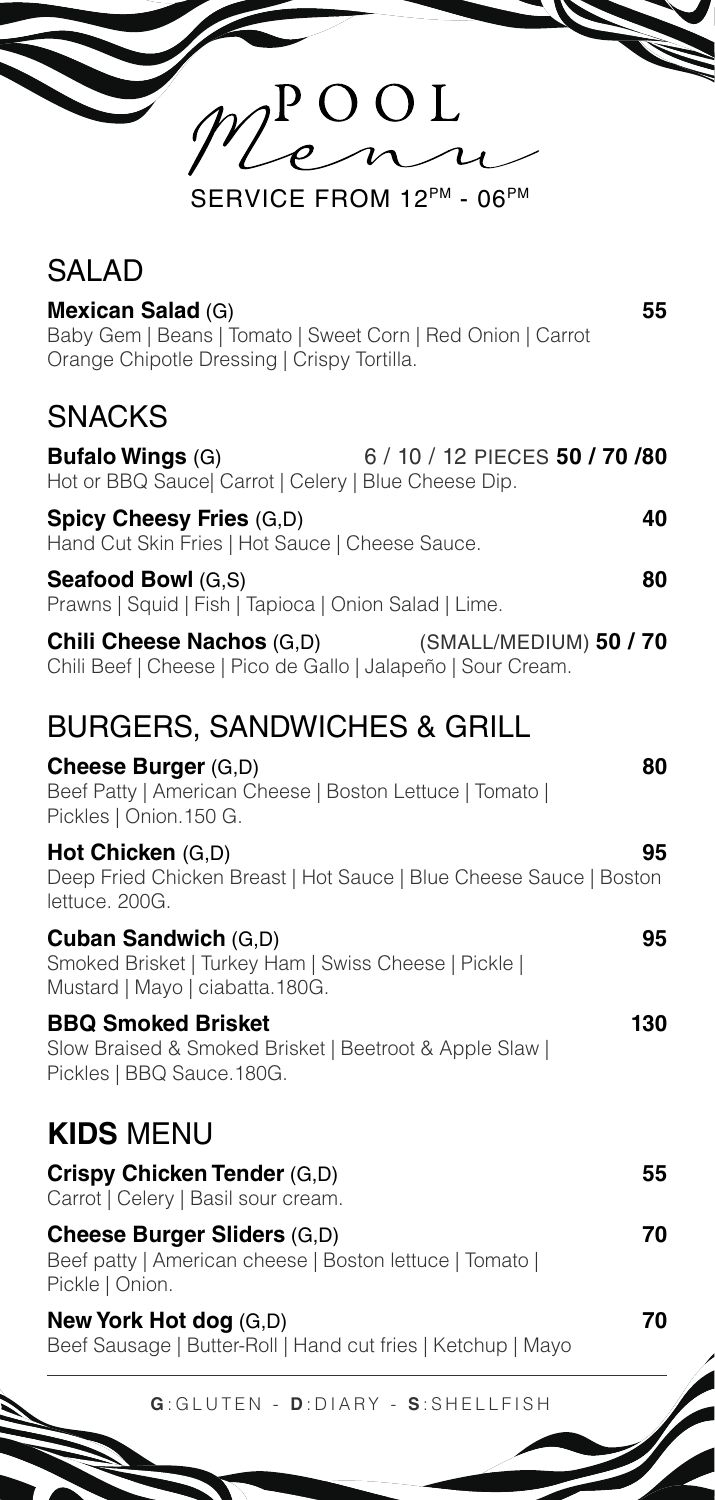# POOL Menu

SERVICE FROM 12PM - 06PM

## SALAD

**Mexican Salad** (G) **55**
Baby Gem | Beans | Tomato | Sweet Corn | Red Onion | Carrot
Orange Chipotle Dressing | Crispy Tortilla.

## SNACKS

**Bufalo Wings** (G) 6 / 10 / 12 PIECES **50 / 70 /80**
Hot or BBQ Sauce| Carrot | Celery | Blue Cheese Dip.

**Spicy Cheesy Fries** (G,D) **40**
Hand Cut Skin Fries | Hot Sauce | Cheese Sauce.

**Seafood Bowl** (G,S) **80**
Prawns | Squid | Fish | Tapioca | Onion Salad | Lime.

**Chili Cheese Nachos** (G,D) (SMALL/MEDIUM) **50 / 70**
Chili Beef | Cheese | Pico de Gallo | Jalapeño | Sour Cream.

## BURGERS, SANDWICHES & GRILL

**Cheese Burger** (G,D) **80**
Beef Patty | American Cheese | Boston Lettuce | Tomato |
Pickles | Onion.150 G.

**Hot Chicken** (G,D) **95**
Deep Fried Chicken Breast | Hot Sauce | Blue Cheese Sauce | Boston lettuce. 200G.

**Cuban Sandwich** (G,D) **95**
Smoked Brisket | Turkey Ham | Swiss Cheese | Pickle |
Mustard | Mayo | ciabatta.180G.

**BBQ Smoked Brisket** **130**
Slow Braised & Smoked Brisket | Beetroot & Apple Slaw |
Pickles | BBQ Sauce.180G.

## **KIDS** MENU

**Crispy Chicken Tender** (G,D) **55**
Carrot | Celery | Basil sour cream.

**Cheese Burger Sliders** (G,D) **70**
Beef patty | American cheese | Boston lettuce | Tomato |
Pickle | Onion.

**New York Hot dog** (G,D) **70**
Beef Sausage | Butter-Roll | Hand cut fries | Ketchup | Mayo

**G**:GLUTEN - **D**:DIARY - **S**:SHELLFISH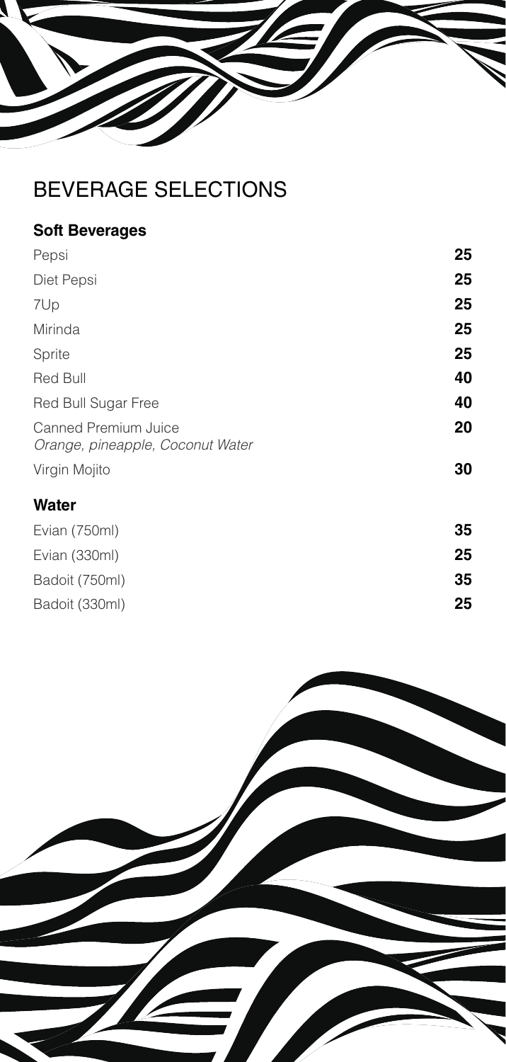# BEVERAGE SELECTIONS

## Soft Beverages

| | |
|---|---|
| Pepsi | **25** |
| Diet Pepsi | **25** |
| 7Up | **25** |
| Mirinda | **25** |
| Sprite | **25** |
| Red Bull | **40** |
| Red Bull Sugar Free | **40** |
| Canned Premium Juice<br>*Orange, pineapple, Coconut Water* | **20** |
| Virgin Mojito | **30** |

## Water

| | |
|---|---|
| Evian (750ml) | **35** |
| Evian (330ml) | **25** |
| Badoit (750ml) | **35** |
| Badoit (330ml) | **25** |